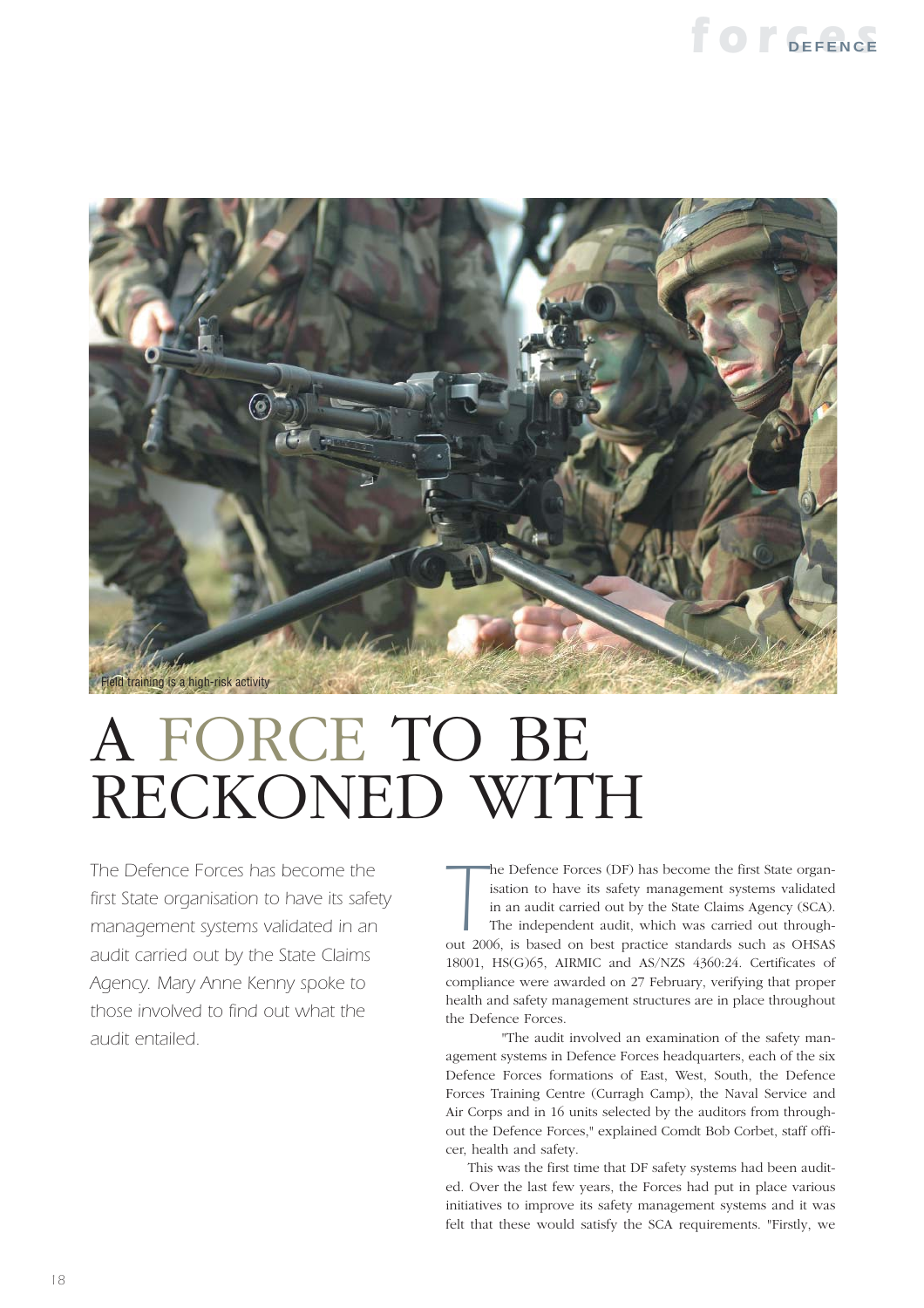Field training is a high-risk activity

# A FORCE TO BE RECKONED WITH

*The Defence Forces has become the first State organisation to have its safety management systems validated in an audit carried out by the State Claims Agency. Mary Anne Kenny spoke to those involved to find out what the audit entailed.*

The Defence Forces (DF) has become the first State organisation to have its safety management systems validated in an audit carried out by the State Claims Agency (SCA). The independent audit, which was carried out throughout 2006, is based on best practice standards such as OHSAS 18001, HS(G)65, AIRMIC and AS/NZS 4360:24. Certificates of compliance were awarded on 27 February, verifying that proper health and safety management structures are in place throughout the Defence Forces.

"The audit involved an examination of the safety management systems in Defence Forces headquarters, each of the six Defence Forces formations of East, West, South, the Defence Forces Training Centre (Curragh Camp), the Naval Service and Air Corps and in 16 units selected by the auditors from throughout the Defence Forces," explained Comdt Bob Corbet, staff officer, health and safety.

This was the first time that DF safety systems had been audited. Over the last few years, the Forces had put in place various initiatives to improve its safety management systems and it was felt that these would satisfy the SCA requirements. "Firstly, we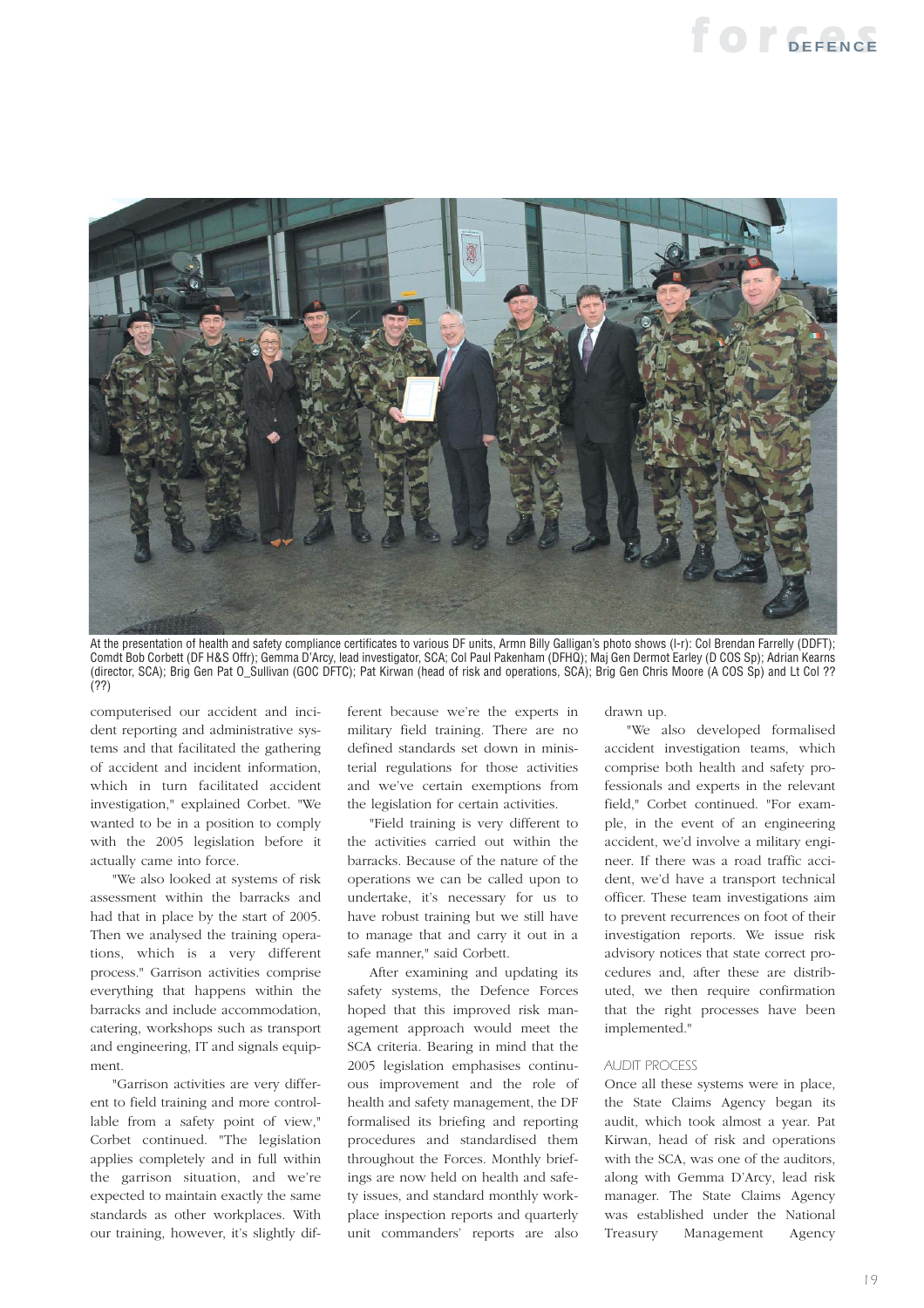At the presentation of health and safety compliance certificates to various DF units, Armn Billy Galligan's photo shows (l-r): Col Brendan Farrelly (DDFT); Comdt Bob Corbett (DF H&S Offr); Gemma D'Arcy, lead investigator, SCA; Col Paul Pakenham (DFHQ); Maj Gen Dermot Earley (D COS Sp); Adrian Kearns (director, SCA); Brig Gen Pat O_Sullivan (GOC DFTC); Pat Kirwan (head of risk and operations, SCA); Brig Gen Chris Moore (A COS Sp) and Lt Col ?? (??)

computerised our accident and incident reporting and administrative systems and that facilitated the gathering of accident and incident information, which in turn facilitated accident investigation," explained Corbet. "We wanted to be in a position to comply with the 2005 legislation before it actually came into force.

"We also looked at systems of risk assessment within the barracks and had that in place by the start of 2005. Then we analysed the training operations, which is a very different process." Garrison activities comprise everything that happens within the barracks and include accommodation, catering, workshops such as transport and engineering, IT and signals equipment.

"Garrison activities are very different to field training and more controllable from a safety point of view," Corbet continued. "The legislation applies completely and in full within the garrison situation, and we're expected to maintain exactly the same standards as other workplaces. With our training, however, it's slightly different because we're the experts in military field training. There are no defined standards set down in ministerial regulations for those activities and we've certain exemptions from the legislation for certain activities.

"Field training is very different to the activities carried out within the barracks. Because of the nature of the operations we can be called upon to undertake, it's necessary for us to have robust training but we still have to manage that and carry it out in a safe manner," said Corbett.

After examining and updating its safety systems, the Defence Forces hoped that this improved risk management approach would meet the SCA criteria. Bearing in mind that the 2005 legislation emphasises continuous improvement and the role of health and safety management, the DF formalised its briefing and reporting procedures and standardised them throughout the Forces. Monthly briefings are now held on health and safety issues, and standard monthly workplace inspection reports and quarterly unit commanders' reports are also drawn up.

"We also developed formalised accident investigation teams, which comprise both health and safety professionals and experts in the relevant field," Corbett continued. "For example, in the event of an engineering accident, we'd involve a military engineer. If there was a road traffic accident, we'd have a transport technical officer. These team investigations aim to prevent recurrences on foot of their investigation reports. We issue risk advisory notices that state correct procedures and, after these are distributed, we then require confirmation that the right processes have been implemented."

## AUDIT PROCESS

Once all these systems were in place, the State Claims Agency began its audit, which took almost a year. Pat Kirwan, head of risk and operations with the SCA, was one of the auditors, along with Gemma D'Arcy, lead risk manager. The State Claims Agency was established under the National Treasury Management Agency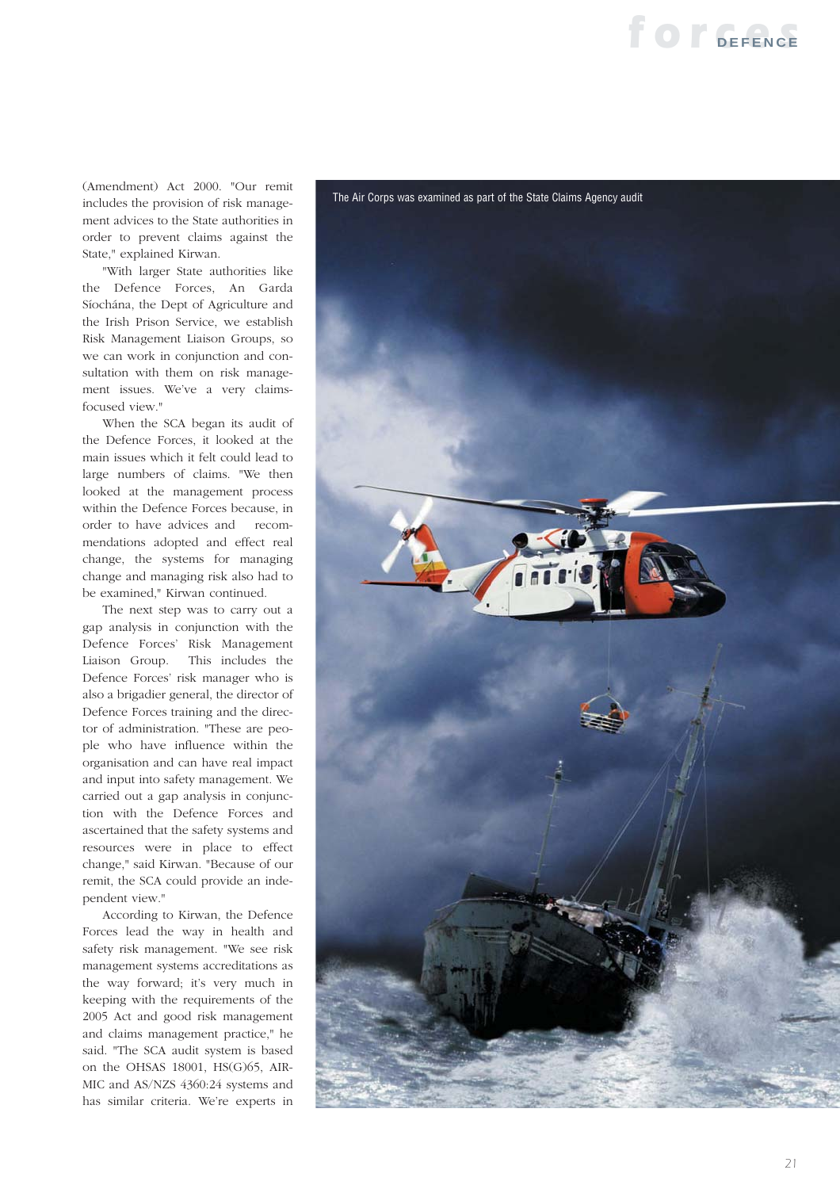(Amendment) Act 2000. "Our remit includes the provision of risk management advices to the State authorities in order to prevent claims against the State," explained Kirwan.

"With larger State authorities like the Defence Forces, An Garda Síochána, the Dept of Agriculture and the Irish Prison Service, we establish Risk Management Liaison Groups, so we can work in conjunction and consultation with them on risk management issues. We've a very claims-focused view."

When the SCA began its audit of the Defence Forces, it looked at the main issues which it felt could lead to large numbers of claims. "We then looked at the management process within the Defence Forces because, in order to have advices and recommendations adopted and effect real change, the systems for managing change and managing risk also had to be examined," Kirwan continued.

The next step was to carry out a gap analysis in conjunction with the Defence Forces' Risk Management Liaison Group. This includes the Defence Forces' risk manager who is also a brigadier general, the director of Defence Forces training and the director of administration. "These are people who have influence within the organisation and can have real impact and input into safety management. We carried out a gap analysis in conjunction with the Defence Forces and ascertained that the safety systems and resources were in place to effect change," said Kirwan. "Because of our remit, the SCA could provide an independent view."

According to Kirwan, the Defence Forces lead the way in health and safety risk management. "We see risk management systems accreditations as the way forward; it's very much in keeping with the requirements of the 2005 Act and good risk management and claims management practice," he said. "The SCA audit system is based on the OHSAS 18001, HS(G)65, AIRMIC and AS/NZS 4360:24 systems and has similar criteria. We're experts in

The Air Corps was examined as part of the State Claims Agency audit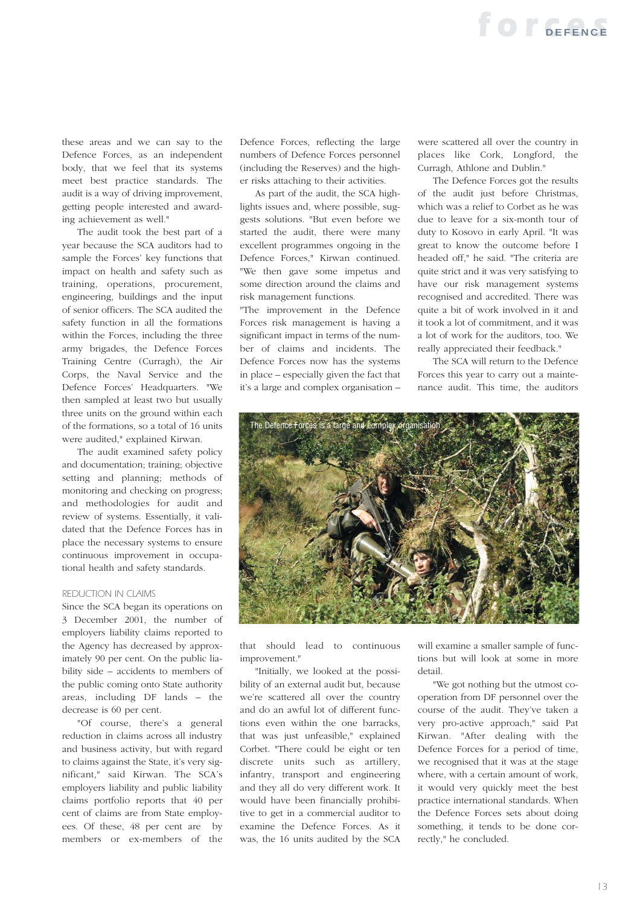these areas and we can say to the Defence Forces, as an independent body, that we feel that its systems meet best practice standards. The audit is a way of driving improvement, getting people interested and awarding achievement as well."

The audit took the best part of a year because the SCA auditors had to sample the Forces' key functions that impact on health and safety such as training, operations, procurement, engineering, buildings and the input of senior officers. The SCA audited the safety function in all the formations within the Forces, including the three army brigades, the Defence Forces Training Centre (Curragh), the Air Corps, the Naval Service and the Defence Forces' Headquarters. "We then sampled at least two but usually three units on the ground within each of the formations, so a total of 16 units were audited," explained Kirwan.

The audit examined safety policy and documentation; training; objective setting and planning; methods of monitoring and checking on progress; and methodologies for audit and review of systems. Essentially, it validated that the Defence Forces has in place the necessary systems to ensure continuous improvement in occupational health and safety standards.

### REDUCTION IN CLAIMS

Since the SCA began its operations on 3 December 2001, the number of employers liability claims reported to the Agency has decreased by approximately 90 per cent. On the public liability side – accidents to members of the public coming onto State authority areas, including DF lands – the decrease is 60 per cent.

"Of course, there's a general reduction in claims across all industry and business activity, but with regard to claims against the State, it's very significant," said Kirwan. The SCA's employers liability and public liability claims portfolio reports that 40 per cent of claims are from State employees. Of these, 48 per cent are by members or ex-members of the Defence Forces, reflecting the large numbers of Defence Forces personnel (including the Reserves) and the higher risks attaching to their activities.

As part of the audit, the SCA highlights issues and, where possible, suggests solutions. "But even before we started the audit, there were many excellent programmes ongoing in the Defence Forces," Kirwan continued. "We then gave some impetus and some direction around the claims and risk management functions.

"The improvement in the Defence Forces risk management is having a significant impact in terms of the number of claims and incidents. The Defence Forces now has the systems in place – especially given the fact that it's a large and complex organisation – that should lead to continuous improvement."

"Initially, we looked at the possibility of an external audit but, because we're scattered all over the country and do an awful lot of different functions even within the one barracks, that was just unfeasible," explained Corbet. "There could be eight or ten discrete units such as artillery, infantry, transport and engineering and they all do very different work. It would have been financially prohibitive to get in a commercial auditor to examine the Defence Forces. As it was, the 16 units audited by the SCA were scattered all over the country in places like Cork, Longford, the Curragh, Athlone and Dublin."

The Defence Forces got the results of the audit just before Christmas, which was a relief to Corbet as he was due to leave for a six-month tour of duty to Kosovo in early April. "It was great to know the outcome before I headed off," he said. "The criteria are quite strict and it was very satisfying to have our risk management systems recognised and accredited. There was quite a bit of work involved in it and it took a lot of commitment, and it was a lot of work for the auditors, too. We really appreciated their feedback."

The SCA will return to the Defence Forces this year to carry out a maintenance audit. This time, the auditors will examine a smaller sample of functions but will look at some in more detail.

"We got nothing but the utmost co-operation from DF personnel over the course of the audit. They've taken a very pro-active approach," said Pat Kirwan. "After dealing with the Defence Forces for a period of time, we recognised that it was at the stage where, with a certain amount of work, it would very quickly meet the best practice international standards. When the Defence Forces sets about doing something, it tends to be done correctly," he concluded.

The Defence Forces is a large and complex organisation